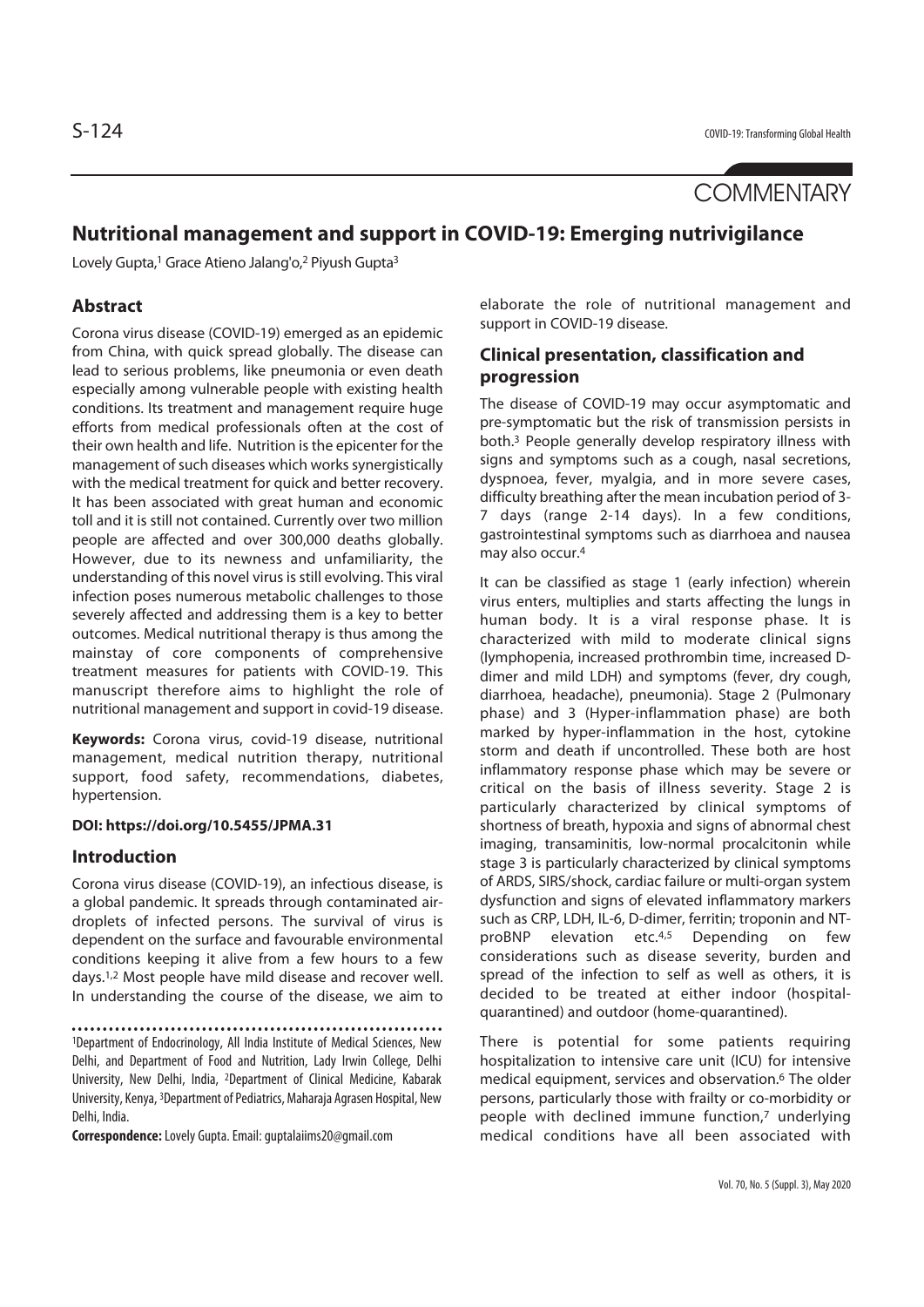COMMENTARY

# Nutritional management and support in COVID-19: Emerging nutrivigilance

Lovely Gupta,[1] Grace Atieno Jalang'o,[2] Piyush Gupta[3]

## Abstract

Corona virus disease (COVID-19) emerged as an epidemic from China, with quick spread globally. The disease can lead to serious problems, like pneumonia or even death especially among vulnerable people with existing health conditions. Its treatment and management require huge efforts from medical professionals often at the cost of their own health and life. Nutrition is the epicenter for the management of such diseases which works synergistically with the medical treatment for quick and better recovery. It has been associated with great human and economic toll and it is still not contained. Currently over two million people are affected and over 300,000 deaths globally. However, due to its newness and unfamiliarity, the understanding of this novel virus is still evolving. This viral infection poses numerous metabolic challenges to those severely affected and addressing them is a key to better outcomes. Medical nutritional therapy is thus among the mainstay of core components of comprehensive treatment measures for patients with COVID-19. This manuscript therefore aims to highlight the role of nutritional management and support in covid-19 disease.

**Keywords:** Corona virus, covid-19 disease, nutritional management, medical nutrition therapy, nutritional support, food safety, recommendations, diabetes, hypertension.

**DOI: https://doi.org/10.5455/JPMA.31**

## Introduction

Corona virus disease (COVID-19), an infectious disease, is a global pandemic. It spreads through contaminated air-droplets of infected persons. The survival of virus is dependent on the surface and favourable environmental conditions keeping it alive from a few hours to a few days.[1,2] Most people have mild disease and recover well. In understanding the course of the disease, we aim to elaborate the role of nutritional management and support in COVID-19 disease.

## Clinical presentation, classification and progression

The disease of COVID-19 may occur asymptomatic and pre-symptomatic but the risk of transmission persists in both.[3] People generally develop respiratory illness with signs and symptoms such as a cough, nasal secretions, dyspnoea, fever, myalgia, and in more severe cases, difficulty breathing after the mean incubation period of 3-7 days (range 2-14 days). In a few conditions, gastrointestinal symptoms such as diarrhoea and nausea may also occur.[4]

It can be classified as stage 1 (early infection) wherein virus enters, multiplies and starts affecting the lungs in human body. It is a viral response phase. It is characterized with mild to moderate clinical signs (lymphopenia, increased prothrombin time, increased D-dimer and mild LDH) and symptoms (fever, dry cough, diarrhoea, headache), pneumonia). Stage 2 (Pulmonary phase) and 3 (Hyper-inflammation phase) are both marked by hyper-inflammation in the host, cytokine storm and death if uncontrolled. These both are host inflammatory response phase which may be severe or critical on the basis of illness severity. Stage 2 is particularly characterized by clinical symptoms of shortness of breath, hypoxia and signs of abnormal chest imaging, transaminitis, low-normal procalcitonin while stage 3 is particularly characterized by clinical symptoms of ARDS, SIRS/shock, cardiac failure or multi-organ system dysfunction and signs of elevated inflammatory markers such as CRP, LDH, IL-6, D-dimer, ferritin; troponin and NT-proBNP elevation etc.[4,5] Depending on few considerations such as disease severity, burden and spread of the infection to self as well as others, it is decided to be treated at either indoor (hospital-quarantined) and outdoor (home-quarantined).

There is potential for some patients requiring hospitalization to intensive care unit (ICU) for intensive medical equipment, services and observation.[6] The older persons, particularly those with frailty or co-morbidity or people with declined immune function,[7] underlying medical conditions have all been associated with

---

[1]Department of Endocrinology, All India Institute of Medical Sciences, New Delhi, and Department of Food and Nutrition, Lady Irwin College, Delhi University, New Delhi, India, [2]Department of Clinical Medicine, Kabarak University, Kenya, [3]Department of Pediatrics, Maharaja Agrasen Hospital, New Delhi, India.

**Correspondence:** Lovely Gupta. Email: guptalaiims20@gmail.com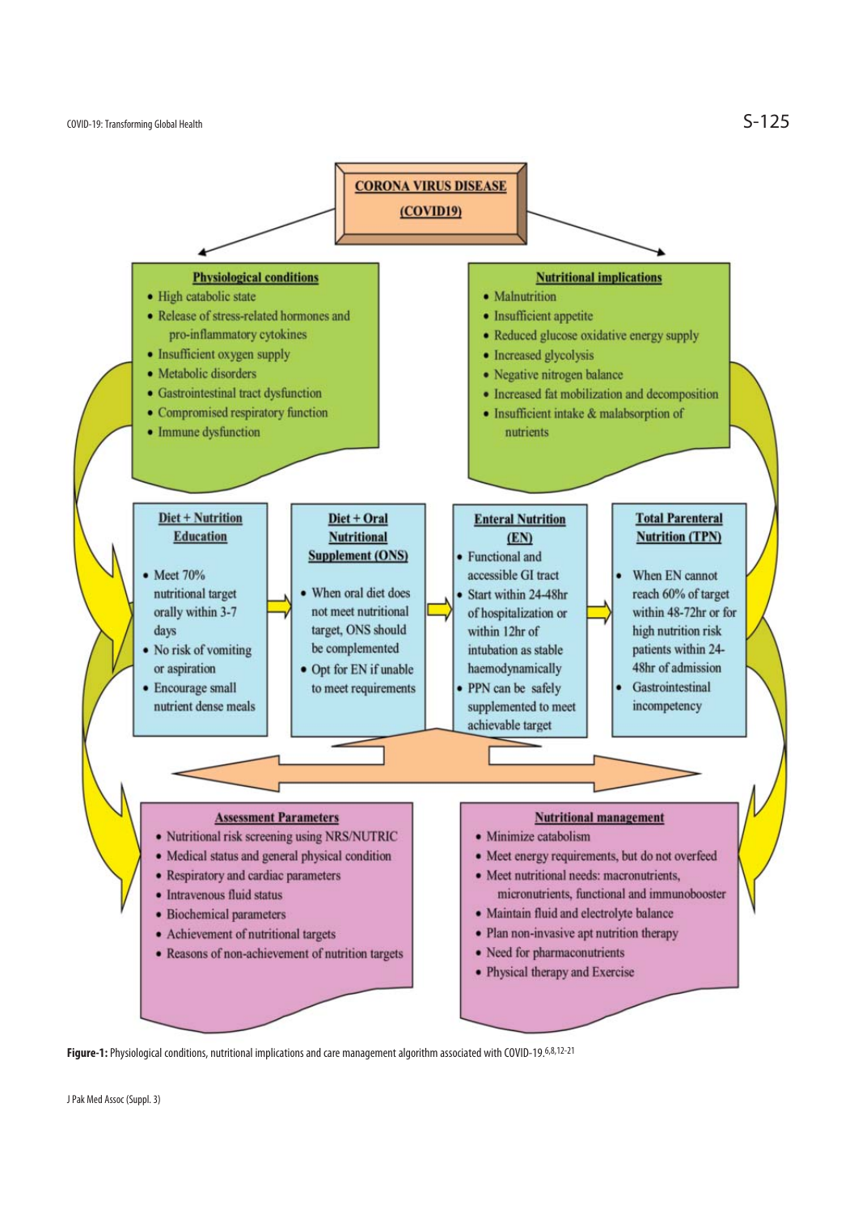**CORONA VIRUS DISEASE (COVID19)**

**Physiological conditions**

- High catabolic state
- Release of stress-related hormones and pro-inflammatory cytokines
- Insufficient oxygen supply
- Metabolic disorders
- Gastrointestinal tract dysfunction
- Compromised respiratory function
- Immune dysfunction

**Nutritional implications**

- Malnutrition
- Insufficient appetite
- Reduced glucose oxidative energy supply
- Increased glycolysis
- Negative nitrogen balance
- Increased fat mobilization and decomposition
- Insufficient intake & malabsorption of nutrients

**Diet + Nutrition Education**

- Meet 70% nutritional target orally within 3-7 days
- No risk of vomiting or aspiration
- Encourage small nutrient dense meals

**Diet + Oral Nutritional Supplement (ONS)**

- When oral diet does not meet nutritional target, ONS should be complemented
- Opt for EN if unable to meet requirements

**Enteral Nutrition (EN)**

- Functional and accessible GI tract
- Start within 24-48hr of hospitalization or within 12hr of intubation as stable haemodynamically
- PPN can be safely supplemented to meet achievable target

**Total Parenteral Nutrition (TPN)**

- When EN cannot reach 60% of target within 48-72hr or for high nutrition risk patients within 24-48hr of admission
- Gastrointestinal incompetency

**Assessment Parameters**

- Nutritional risk screening using NRS/NUTRIC
- Medical status and general physical condition
- Respiratory and cardiac parameters
- Intravenous fluid status
- Biochemical parameters
- Achievement of nutritional targets
- Reasons of non-achievement of nutrition targets

**Nutritional management**

- Minimize catabolism
- Meet energy requirements, but do not overfeed
- Meet nutritional needs: macronutrients, micronutrients, functional and immunobooster
- Maintain fluid and electrolyte balance
- Plan non-invasive apt nutrition therapy
- Need for pharmaconutrients
- Physical therapy and Exercise

**Figure-1:** Physiological conditions, nutritional implications and care management algorithm associated with COVID-19.[6,8,12-21]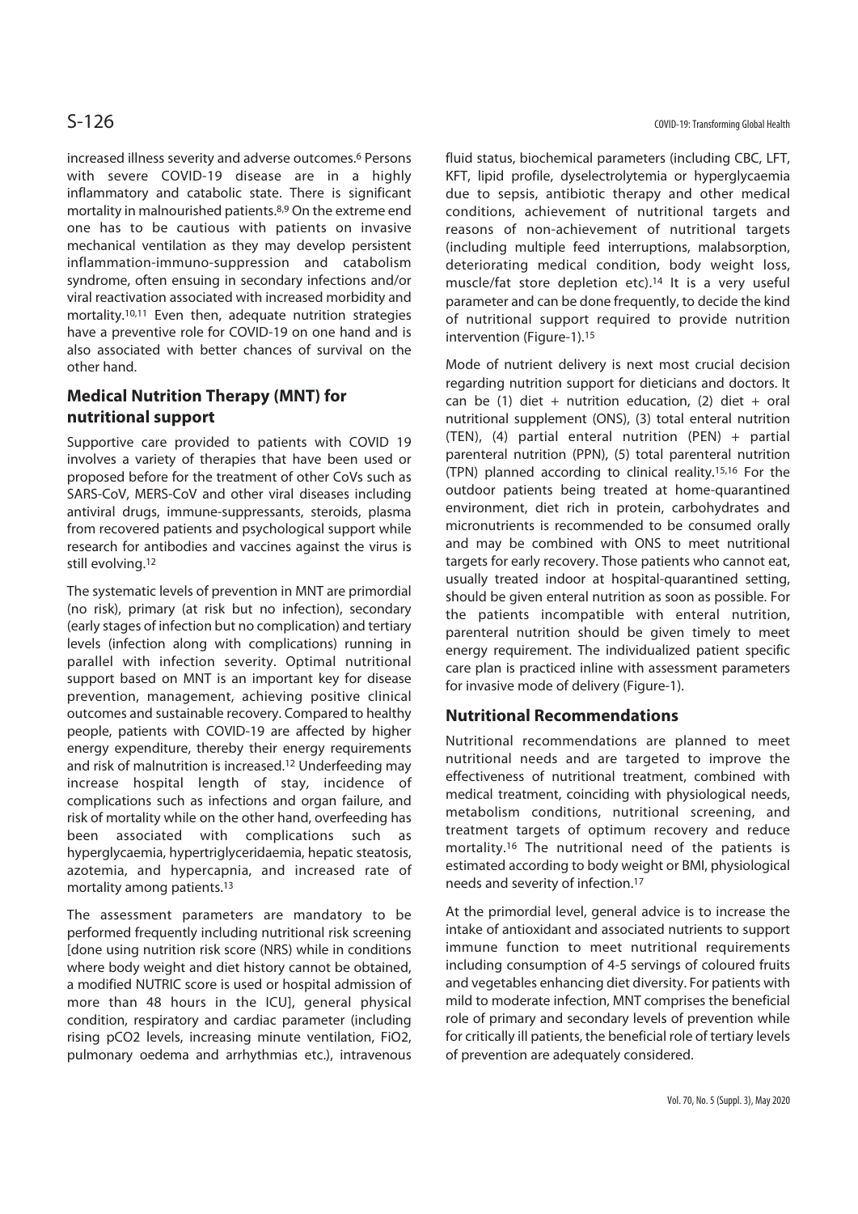increased illness severity and adverse outcomes.[6] Persons with severe COVID-19 disease are in a highly inflammatory and catabolic state. There is significant mortality in malnourished patients.[8,9] On the extreme end one has to be cautious with patients on invasive mechanical ventilation as they may develop persistent inflammation-immuno-suppression and catabolism syndrome, often ensuing in secondary infections and/or viral reactivation associated with increased morbidity and mortality.[10,11] Even then, adequate nutrition strategies have a preventive role for COVID-19 on one hand and is also associated with better chances of survival on the other hand.

## Medical Nutrition Therapy (MNT) for nutritional support

Supportive care provided to patients with COVID 19 involves a variety of therapies that have been used or proposed before for the treatment of other CoVs such as SARS-CoV, MERS-CoV and other viral diseases including antiviral drugs, immune-suppressants, steroids, plasma from recovered patients and psychological support while research for antibodies and vaccines against the virus is still evolving.[12]

The systematic levels of prevention in MNT are primordial (no risk), primary (at risk but no infection), secondary (early stages of infection but no complication) and tertiary levels (infection along with complications) running in parallel with infection severity. Optimal nutritional support based on MNT is an important key for disease prevention, management, achieving positive clinical outcomes and sustainable recovery. Compared to healthy people, patients with COVID-19 are affected by higher energy expenditure, thereby their energy requirements and risk of malnutrition is increased.[12] Underfeeding may increase hospital length of stay, incidence of complications such as infections and organ failure, and risk of mortality while on the other hand, overfeeding has been associated with complications such as hyperglycaemia, hypertriglyceridaemia, hepatic steatosis, azotemia, and hypercapnia, and increased rate of mortality among patients.[13]

The assessment parameters are mandatory to be performed frequently including nutritional risk screening [done using nutrition risk score (NRS) while in conditions where body weight and diet history cannot be obtained, a modified NUTRIC score is used or hospital admission of more than 48 hours in the ICU], general physical condition, respiratory and cardiac parameter (including rising $pCO_2$ levels, increasing minute ventilation, $FiO_2$, pulmonary oedema and arrhythmias etc.), intravenous fluid status, biochemical parameters (including CBC, LFT, KFT, lipid profile, dyselectrolytemia or hyperglycaemia due to sepsis, antibiotic therapy and other medical conditions, achievement of nutritional targets and reasons of non-achievement of nutritional targets (including multiple feed interruptions, malabsorption, deteriorating medical condition, body weight loss, muscle/fat store depletion etc).[14] It is a very useful parameter and can be done frequently, to decide the kind of nutritional support required to provide nutrition intervention (Figure-1).[15]

Mode of nutrient delivery is next most crucial decision regarding nutrition support for dieticians and doctors. It can be (1) diet + nutrition education, (2) diet + oral nutritional supplement (ONS), (3) total enteral nutrition (TEN), (4) partial enteral nutrition (PEN) + partial parenteral nutrition (PPN), (5) total parenteral nutrition (TPN) planned according to clinical reality.[15,16] For the outdoor patients being treated at home-quarantined environment, diet rich in protein, carbohydrates and micronutrients is recommended to be consumed orally and may be combined with ONS to meet nutritional targets for early recovery. Those patients who cannot eat, usually treated indoor at hospital-quarantined setting, should be given enteral nutrition as soon as possible. For the patients incompatible with enteral nutrition, parenteral nutrition should be given timely to meet energy requirement. The individualized patient specific care plan is practiced inline with assessment parameters for invasive mode of delivery (Figure-1).

## Nutritional Recommendations

Nutritional recommendations are planned to meet nutritional needs and are targeted to improve the effectiveness of nutritional treatment, combined with medical treatment, coinciding with physiological needs, metabolism conditions, nutritional screening, and treatment targets of optimum recovery and reduce mortality.[16] The nutritional need of the patients is estimated according to body weight or BMI, physiological needs and severity of infection.[17]

At the primordial level, general advice is to increase the intake of antioxidant and associated nutrients to support immune function to meet nutritional requirements including consumption of 4-5 servings of coloured fruits and vegetables enhancing diet diversity. For patients with mild to moderate infection, MNT comprises the beneficial role of primary and secondary levels of prevention while for critically ill patients, the beneficial role of tertiary levels of prevention are adequately considered.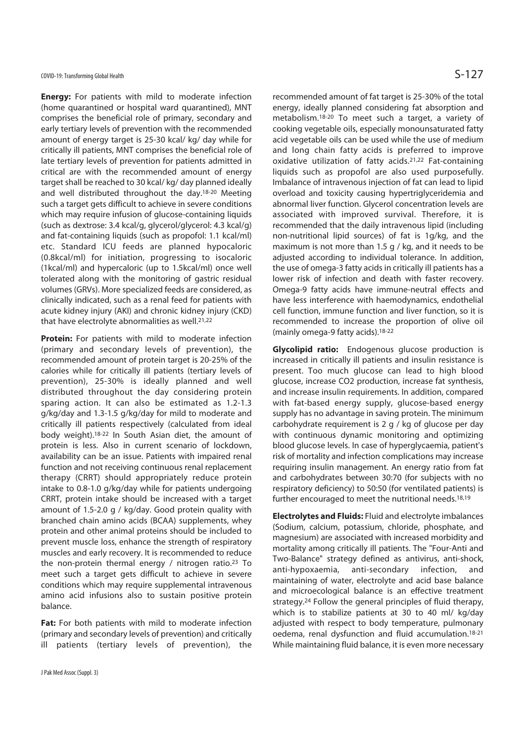**Energy:** For patients with mild to moderate infection (home quarantined or hospital ward quarantined), MNT comprises the beneficial role of primary, secondary and early tertiary levels of prevention with the recommended amount of energy target is 25-30 kcal/ kg/ day while for critically ill patients, MNT comprises the beneficial role of late tertiary levels of prevention for patients admitted in critical are with the recommended amount of energy target shall be reached to 30 kcal/ kg/ day planned ideally and well distributed throughout the day.[18-20] Meeting such a target gets difficult to achieve in severe conditions which may require infusion of glucose-containing liquids (such as dextrose: 3.4 kcal/g, glycerol/glycerol: 4.3 kcal/g) and fat-containing liquids (such as propofol: 1.1 kcal/ml) etc. Standard ICU feeds are planned hypocaloric (0.8kcal/ml) for initiation, progressing to isocaloric (1kcal/ml) and hypercaloric (up to 1.5kcal/ml) once well tolerated along with the monitoring of gastric residual volumes (GRVs). More specialized feeds are considered, as clinically indicated, such as a renal feed for patients with acute kidney injury (AKI) and chronic kidney injury (CKD) that have electrolyte abnormalities as well.[21,22]

**Protein:** For patients with mild to moderate infection (primary and secondary levels of prevention), the recommended amount of protein target is 20-25% of the calories while for critically ill patients (tertiary levels of prevention), 25-30% is ideally planned and well distributed throughout the day considering protein sparing action. It can also be estimated as 1.2-1.3 g/kg/day and 1.3-1.5 g/kg/day for mild to moderate and critically ill patients respectively (calculated from ideal body weight).[18-22] In South Asian diet, the amount of protein is less. Also in current scenario of lockdown, availability can be an issue. Patients with impaired renal function and not receiving continuous renal replacement therapy (CRRT) should appropriately reduce protein intake to 0.8-1.0 g/kg/day while for patients undergoing CRRT, protein intake should be increased with a target amount of 1.5-2.0 g / kg/day. Good protein quality with branched chain amino acids (BCAA) supplements, whey protein and other animal proteins should be included to prevent muscle loss, enhance the strength of respiratory muscles and early recovery. It is recommended to reduce the non-protein thermal energy / nitrogen ratio.[23] To meet such a target gets difficult to achieve in severe conditions which may require supplemental intravenous amino acid infusions also to sustain positive protein balance.

**Fat:** For both patients with mild to moderate infection (primary and secondary levels of prevention) and critically ill patients (tertiary levels of prevention), the recommended amount of fat target is 25-30% of the total energy, ideally planned considering fat absorption and metabolism.[18-20] To meet such a target, a variety of cooking vegetable oils, especially monounsaturated fatty acid vegetable oils can be used while the use of medium and long chain fatty acids is preferred to improve oxidative utilization of fatty acids.[21,22] Fat-containing liquids such as propofol are also used purposefully. Imbalance of intravenous injection of fat can lead to lipid overload and toxicity causing hypertriglyceridemia and abnormal liver function. Glycerol concentration levels are associated with improved survival. Therefore, it is recommended that the daily intravenous lipid (including non-nutritional lipid sources) of fat is 1g/kg, and the maximum is not more than 1.5 g / kg, and it needs to be adjusted according to individual tolerance. In addition, the use of omega-3 fatty acids in critically ill patients has a lower risk of infection and death with faster recovery. Omega-9 fatty acids have immune-neutral effects and have less interference with haemodynamics, endothelial cell function, immune function and liver function, so it is recommended to increase the proportion of olive oil (mainly omega-9 fatty acids).[18-22]

**Glycolipid ratio:** Endogenous glucose production is increased in critically ill patients and insulin resistance is present. Too much glucose can lead to high blood glucose, increase $CO_2$ production, increase fat synthesis, and increase insulin requirements. In addition, compared with fat-based energy supply, glucose-based energy supply has no advantage in saving protein. The minimum carbohydrate requirement is 2 g / kg of glucose per day with continuous dynamic monitoring and optimizing blood glucose levels. In case of hyperglycaemia, patient's risk of mortality and infection complications may increase requiring insulin management. An energy ratio from fat and carbohydrates between 30:70 (for subjects with no respiratory deficiency) to 50:50 (for ventilated patients) is further encouraged to meet the nutritional needs.[18,19]

**Electrolytes and Fluids:** Fluid and electrolyte imbalances (Sodium, calcium, potassium, chloride, phosphate, and magnesium) are associated with increased morbidity and mortality among critically ill patients. The "Four-Anti and Two-Balance" strategy defined as antivirus, anti-shock, anti-hypoxaemia, anti-secondary infection, and maintaining of water, electrolyte and acid base balance and microecological balance is an effective treatment strategy.[24] Follow the general principles of fluid therapy, which is to stabilize patients at 30 to 40 ml/ kg/day adjusted with respect to body temperature, pulmonary oedema, renal dysfunction and fluid accumulation.[18-21] While maintaining fluid balance, it is even more necessary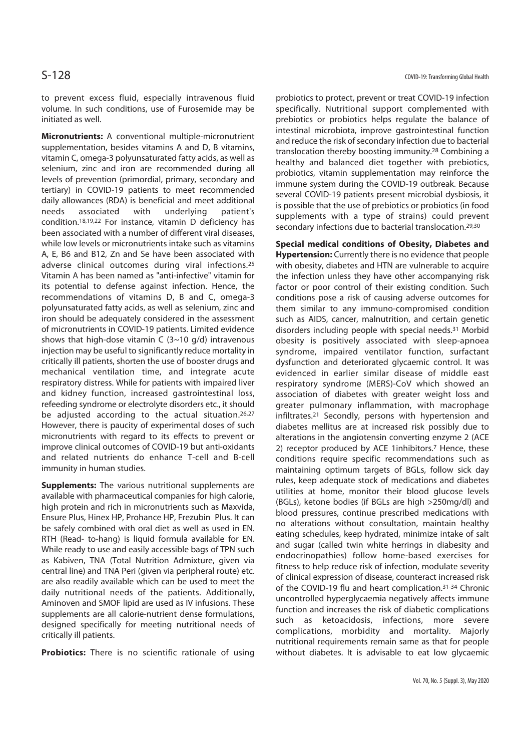to prevent excess fluid, especially intravenous fluid volume. In such conditions, use of Furosemide may be initiated as well.

**Micronutrients:** A conventional multiple-micronutrient supplementation, besides vitamins A and D, B vitamins, vitamin C, omega-3 polyunsaturated fatty acids, as well as selenium, zinc and iron are recommended during all levels of prevention (primordial, primary, secondary and tertiary) in COVID-19 patients to meet recommended daily allowances (RDA) is beneficial and meet additional needs associated with underlying patient's condition.[18,19,22] For instance, vitamin D deficiency has been associated with a number of different viral diseases, while low levels or micronutrients intake such as vitamins A, E, B6 and B12, Zn and Se have been associated with adverse clinical outcomes during viral infections.[25] Vitamin A has been named as "anti-infective" vitamin for its potential to defense against infection. Hence, the recommendations of vitamins D, B and C, omega-3 polyunsaturated fatty acids, as well as selenium, zinc and iron should be adequately considered in the assessment of micronutrients in COVID-19 patients. Limited evidence shows that high-dose vitamin C (3~10 g/d) intravenous injection may be useful to significantly reduce mortality in critically ill patients, shorten the use of booster drugs and mechanical ventilation time, and integrate acute respiratory distress. While for patients with impaired liver and kidney function, increased gastrointestinal loss, refeeding syndrome or electrolyte disorders etc., it should be adjusted according to the actual situation.[26,27] However, there is paucity of experimental doses of such micronutrients with regard to its effects to prevent or improve clinical outcomes of COVID-19 but anti-oxidants and related nutrients do enhance T-cell and B-cell immunity in human studies.

**Supplements:** The various nutritional supplements are available with pharmaceutical companies for high calorie, high protein and rich in micronutrients such as Maxvida, Ensure Plus, Hinex HP, Prohance HP, Frezubin Plus. It can be safely combined with oral diet as well as used in EN. RTH (Read- to-hang) is liquid formula available for EN. While ready to use and easily accessible bags of TPN such as Kabiven, TNA (Total Nutrition Admixture, given via central line) and TNA Peri (given via peripheral route) etc. are also readily available which can be used to meet the daily nutritional needs of the patients. Additionally, Aminoven and SMOF lipid are used as IV infusions. These supplements are all calorie-nutrient dense formulations, designed specifically for meeting nutritional needs of critically ill patients.

**Probiotics:** There is no scientific rationale of using probiotics to protect, prevent or treat COVID-19 infection specifically. Nutritional support complemented with prebiotics or probiotics helps regulate the balance of intestinal microbiota, improve gastrointestinal function and reduce the risk of secondary infection due to bacterial translocation thereby boosting immunity.[28] Combining a healthy and balanced diet together with prebiotics, probiotics, vitamin supplementation may reinforce the immune system during the COVID-19 outbreak. Because several COVID-19 patients present microbial dysbiosis, it is possible that the use of prebiotics or probiotics (in food supplements with a type of strains) could prevent secondary infections due to bacterial translocation.[29,30]

**Special medical conditions of Obesity, Diabetes and Hypertension:** Currently there is no evidence that people with obesity, diabetes and HTN are vulnerable to acquire the infection unless they have other accompanying risk factor or poor control of their existing condition. Such conditions pose a risk of causing adverse outcomes for them similar to any immuno-compromised condition such as AIDS, cancer, malnutrition, and certain genetic disorders including people with special needs.[31] Morbid obesity is positively associated with sleep-apnoea syndrome, impaired ventilator function, surfactant dysfunction and deteriorated glycaemic control. It was evidenced in earlier similar disease of middle east respiratory syndrome (MERS)-CoV which showed an association of diabetes with greater weight loss and greater pulmonary inflammation, with macrophage infiltrates.[21] Secondly, persons with hypertension and diabetes mellitus are at increased risk possibly due to alterations in the angiotensin converting enzyme 2 (ACE 2) receptor produced by ACE 1inhibitors.[7] Hence, these conditions require specific recommendations such as maintaining optimum targets of BGLs, follow sick day rules, keep adequate stock of medications and diabetes utilities at home, monitor their blood glucose levels (BGLs), ketone bodies (if BGLs are high >250mg/dl) and blood pressures, continue prescribed medications with no alterations without consultation, maintain healthy eating schedules, keep hydrated, minimize intake of salt and sugar (called twin white herrings in diabesity and endocrinopathies) follow home-based exercises for fitness to help reduce risk of infection, modulate severity of clinical expression of disease, counteract increased risk of the COVID-19 flu and heart complication.[31-34] Chronic uncontrolled hyperglycaemia negatively affects immune function and increases the risk of diabetic complications such as ketoacidosis, infections, more severe complications, morbidity and mortality. Majorly nutritional requirements remain same as that for people without diabetes. It is advisable to eat low glycaemic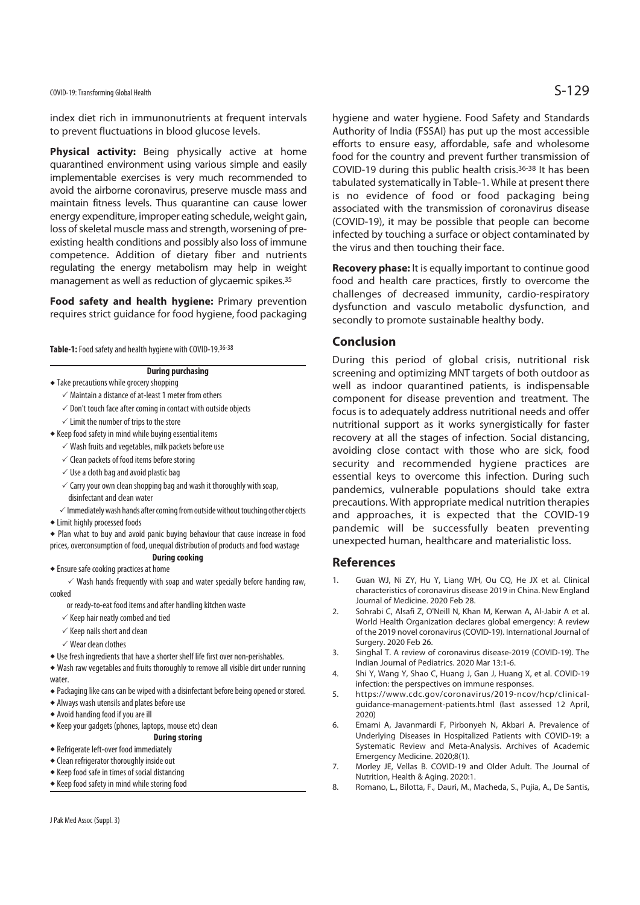index diet rich in immunonutrients at frequent intervals to prevent fluctuations in blood glucose levels.

**Physical activity:** Being physically active at home quarantined environment using various simple and easily implementable exercises is very much recommended to avoid the airborne coronavirus, preserve muscle mass and maintain fitness levels. Thus quarantine can cause lower energy expenditure, improper eating schedule, weight gain, loss of skeletal muscle mass and strength, worsening of pre-existing health conditions and possibly also loss of immune competence. Addition of dietary fiber and nutrients regulating the energy metabolism may help in weight management as well as reduction of glycaemic spikes.[35]

**Food safety and health hygiene:** Primary prevention requires strict guidance for food hygiene, food packaging hygiene and water hygiene. Food Safety and Standards Authority of India (FSSAI) has put up the most accessible efforts to ensure easy, affordable, safe and wholesome food for the country and prevent further transmission of COVID-19 during this public health crisis.[36-38] It has been tabulated systematically in Table-1. While at present there is no evidence of food or food packaging being associated with the transmission of coronavirus disease (COVID-19), it may be possible that people can become infected by touching a surface or object contaminated by the virus and then touching their face.

**Table-1:** Food safety and health hygiene with COVID-19.[36-38]

**During purchasing**

- Take precautions while grocery shopping
  - ✓ Maintain a distance of at-least 1 meter from others
  - ✓ Don't touch face after coming in contact with outside objects
  - ✓ Limit the number of trips to the store
- Keep food safety in mind while buying essential items
  - ✓ Wash fruits and vegetables, milk packets before use
  - ✓ Clean packets of food items before storing
  - ✓ Use a cloth bag and avoid plastic bag
  - ✓ Carry your own clean shopping bag and wash it thoroughly with soap, disinfectant and clean water
  - ✓ Immediately wash hands after coming from outside without touching other objects
- Limit highly processed foods
- Plan what to buy and avoid panic buying behaviour that cause increase in food prices, overconsumption of food, unequal distribution of products and food wastage

**During cooking**

- Ensure safe cooking practices at home
  - ✓ Wash hands frequently with soap and water specially before handing raw, cooked or ready-to-eat food items and after handling kitchen waste
  - ✓ Keep hair neatly combed and tied
  - ✓ Keep nails short and clean
  - ✓ Wear clean clothes
- Use fresh ingredients that have a shorter shelf life first over non-perishables.
- Wash raw vegetables and fruits thoroughly to remove all visible dirt under running water.
- Packaging like cans can be wiped with a disinfectant before being opened or stored.
- Always wash utensils and plates before use
- Avoid handing food if you are ill
- Keep your gadgets (phones, laptops, mouse etc) clean

**During storing**

- Refrigerate left-over food immediately
- Clean refrigerator thoroughly inside out
- Keep food safe in times of social distancing
- Keep food safety in mind while storing food

**Recovery phase:** It is equally important to continue good food and health care practices, firstly to overcome the challenges of decreased immunity, cardio-respiratory dysfunction and vasculo metabolic dysfunction, and secondly to promote sustainable healthy body.

## Conclusion

During this period of global crisis, nutritional risk screening and optimizing MNT targets of both outdoor as well as indoor quarantined patients, is indispensable component for disease prevention and treatment. The focus is to adequately address nutritional needs and offer nutritional support as it works synergistically for faster recovery at all the stages of infection. Social distancing, avoiding close contact with those who are sick, food security and recommended hygiene practices are essential keys to overcome this infection. During such pandemics, vulnerable populations should take extra precautions. With appropriate medical nutrition therapies and approaches, it is expected that the COVID-19 pandemic will be successfully beaten preventing unexpected human, healthcare and materialistic loss.

## References

1. Guan WJ, Ni ZY, Hu Y, Liang WH, Ou CQ, He JX et al. Clinical characteristics of coronavirus disease 2019 in China. New England Journal of Medicine. 2020 Feb 28.
2. Sohrabi C, Alsafi Z, O'Neill N, Khan M, Kerwan A, Al-Jabir A et al. World Health Organization declares global emergency: A review of the 2019 novel coronavirus (COVID-19). International Journal of Surgery. 2020 Feb 26.
3. Singhal T. A review of coronavirus disease-2019 (COVID-19). The Indian Journal of Pediatrics. 2020 Mar 13:1-6.
4. Shi Y, Wang Y, Shao C, Huang J, Gan J, Huang X, et al. COVID-19 infection: the perspectives on immune responses.
5. https://www.cdc.gov/coronavirus/2019-ncov/hcp/clinical-guidance-management-patients.html (last assessed 12 April, 2020)
6. Emami A, Javanmardi F, Pirbonyeh N, Akbari A. Prevalence of Underlying Diseases in Hospitalized Patients with COVID-19: a Systematic Review and Meta-Analysis. Archives of Academic Emergency Medicine. 2020;8(1).
7. Morley JE, Vellas B. COVID-19 and Older Adult. The Journal of Nutrition, Health & Aging. 2020:1.
8. Romano, L., Bilotta, F., Dauri, M., Macheda, S., Pujia, A., De Santis,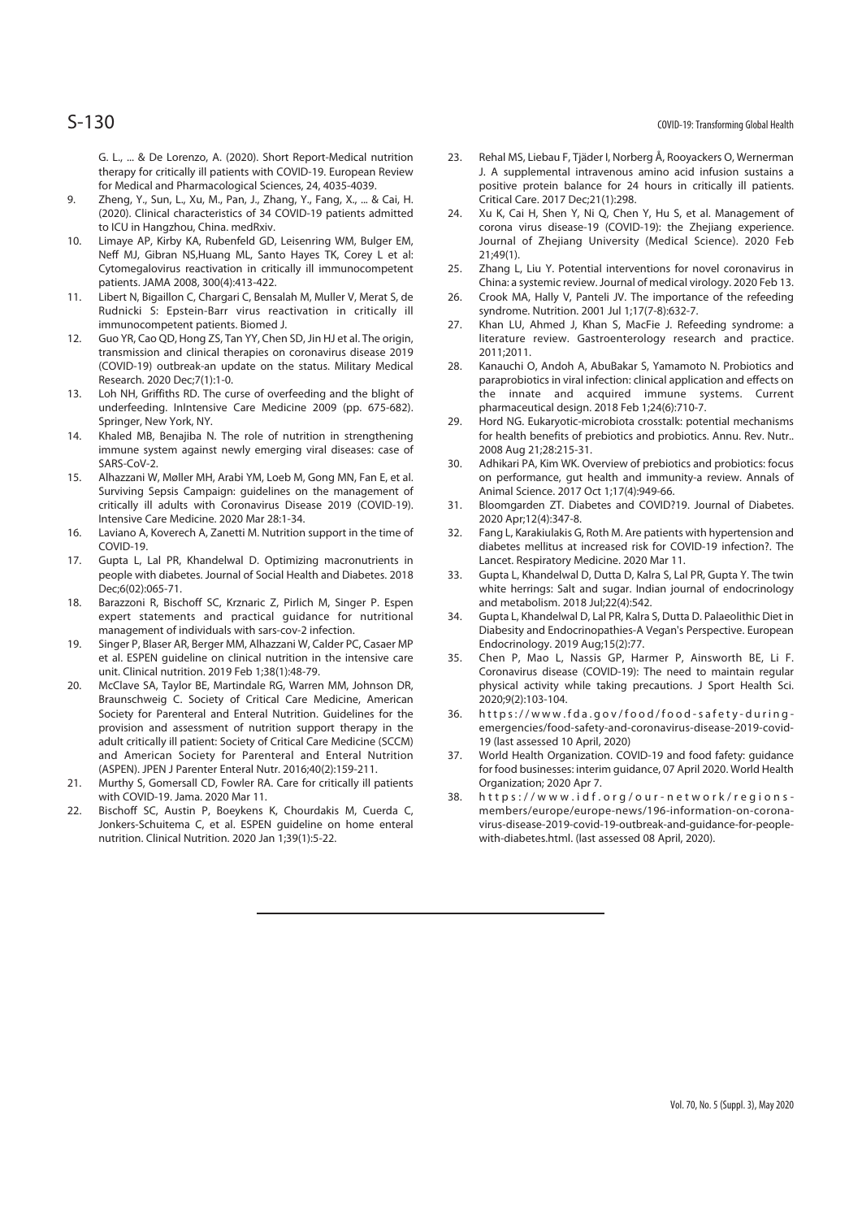G. L., ... & De Lorenzo, A. (2020). Short Report-Medical nutrition therapy for critically ill patients with COVID-19. European Review for Medical and Pharmacological Sciences, 24, 4035-4039.

9. Zheng, Y., Sun, L., Xu, M., Pan, J., Zhang, Y., Fang, X., ... & Cai, H. (2020). Clinical characteristics of 34 COVID-19 patients admitted to ICU in Hangzhou, China. medRxiv.
10. Limaye AP, Kirby KA, Rubenfeld GD, Leisenring WM, Bulger EM, Neff MJ, Gibran NS,Huang ML, Santo Hayes TK, Corey L et al: Cytomegalovirus reactivation in critically ill immunocompetent patients. JAMA 2008, 300(4):413-422.
11. Libert N, Bigaillon C, Chargari C, Bensalah M, Muller V, Merat S, de Rudnicki S: Epstein-Barr virus reactivation in critically ill immunocompetent patients. Biomed J.
12. Guo YR, Cao QD, Hong ZS, Tan YY, Chen SD, Jin HJ et al. The origin, transmission and clinical therapies on coronavirus disease 2019 (COVID-19) outbreak-an update on the status. Military Medical Research. 2020 Dec;7(1):1-0.
13. Loh NH, Griffiths RD. The curse of overfeeding and the blight of underfeeding. InIntensive Care Medicine 2009 (pp. 675-682). Springer, New York, NY.
14. Khaled MB, Benajiba N. The role of nutrition in strengthening immune system against newly emerging viral diseases: case of SARS-CoV-2.
15. Alhazzani W, Møller MH, Arabi YM, Loeb M, Gong MN, Fan E, et al. Surviving Sepsis Campaign: guidelines on the management of critically ill adults with Coronavirus Disease 2019 (COVID-19). Intensive Care Medicine. 2020 Mar 28:1-34.
16. Laviano A, Koverech A, Zanetti M. Nutrition support in the time of COVID-19.
17. Gupta L, Lal PR, Khandelwal D. Optimizing macronutrients in people with diabetes. Journal of Social Health and Diabetes. 2018 Dec;6(02):065-71.
18. Barazzoni R, Bischoff SC, Krznaric Z, Pirlich M, Singer P. Espen expert statements and practical guidance for nutritional management of individuals with sars-cov-2 infection.
19. Singer P, Blaser AR, Berger MM, Alhazzani W, Calder PC, Casaer MP et al. ESPEN guideline on clinical nutrition in the intensive care unit. Clinical nutrition. 2019 Feb 1;38(1):48-79.
20. McClave SA, Taylor BE, Martindale RG, Warren MM, Johnson DR, Braunschweig C. Society of Critical Care Medicine, American Society for Parenteral and Enteral Nutrition. Guidelines for the provision and assessment of nutrition support therapy in the adult critically ill patient: Society of Critical Care Medicine (SCCM) and American Society for Parenteral and Enteral Nutrition (ASPEN). JPEN J Parenter Enteral Nutr. 2016;40(2):159-211.
21. Murthy S, Gomersall CD, Fowler RA. Care for critically ill patients with COVID-19. Jama. 2020 Mar 11.
22. Bischoff SC, Austin P, Boeykens K, Chourdakis M, Cuerda C, Jonkers-Schuitema C, et al. ESPEN guideline on home enteral nutrition. Clinical Nutrition. 2020 Jan 1;39(1):5-22.
23. Rehal MS, Liebau F, Tjäder I, Norberg Å, Rooyackers O, Wernerman J. A supplemental intravenous amino acid infusion sustains a positive protein balance for 24 hours in critically ill patients. Critical Care. 2017 Dec;21(1):298.
24. Xu K, Cai H, Shen Y, Ni Q, Chen Y, Hu S, et al. Management of corona virus disease-19 (COVID-19): the Zhejiang experience. Journal of Zhejiang University (Medical Science). 2020 Feb 21;49(1).
25. Zhang L, Liu Y. Potential interventions for novel coronavirus in China: a systemic review. Journal of medical virology. 2020 Feb 13.
26. Crook MA, Hally V, Panteli JV. The importance of the refeeding syndrome. Nutrition. 2001 Jul 1;17(7-8):632-7.
27. Khan LU, Ahmed J, Khan S, MacFie J. Refeeding syndrome: a literature review. Gastroenterology research and practice. 2011;2011.
28. Kanauchi O, Andoh A, AbuBakar S, Yamamoto N. Probiotics and paraprobiotics in viral infection: clinical application and effects on the innate and acquired immune systems. Current pharmaceutical design. 2018 Feb 1;24(6):710-7.
29. Hord NG. Eukaryotic-microbiota crosstalk: potential mechanisms for health benefits of prebiotics and probiotics. Annu. Rev. Nutr.. 2008 Aug 21;28:215-31.
30. Adhikari PA, Kim WK. Overview of prebiotics and probiotics: focus on performance, gut health and immunity-a review. Annals of Animal Science. 2017 Oct 1;17(4):949-66.
31. Bloomgarden ZT. Diabetes and COVID?19. Journal of Diabetes. 2020 Apr;12(4):347-8.
32. Fang L, Karakiulakis G, Roth M. Are patients with hypertension and diabetes mellitus at increased risk for COVID-19 infection?. The Lancet. Respiratory Medicine. 2020 Mar 11.
33. Gupta L, Khandelwal D, Dutta D, Kalra S, Lal PR, Gupta Y. The twin white herrings: Salt and sugar. Indian journal of endocrinology and metabolism. 2018 Jul;22(4):542.
34. Gupta L, Khandelwal D, Lal PR, Kalra S, Dutta D. Palaeolithic Diet in Diabesity and Endocrinopathies-A Vegan's Perspective. European Endocrinology. 2019 Aug;15(2):77.
35. Chen P, Mao L, Nassis GP, Harmer P, Ainsworth BE, Li F. Coronavirus disease (COVID-19): The need to maintain regular physical activity while taking precautions. J Sport Health Sci. 2020;9(2):103-104.
36. https://www.fda.gov/food/food-safety-during-emergencies/food-safety-and-coronavirus-disease-2019-covid-19 (last assessed 10 April, 2020)
37. World Health Organization. COVID-19 and food fafety: guidance for food businesses: interim guidance, 07 April 2020. World Health Organization; 2020 Apr 7.
38. https://www.idf.org/our-network/regions-members/europe/europe-news/196-information-on-corona-virus-disease-2019-covid-19-outbreak-and-guidance-for-people-with-diabetes.html. (last assessed 08 April, 2020).